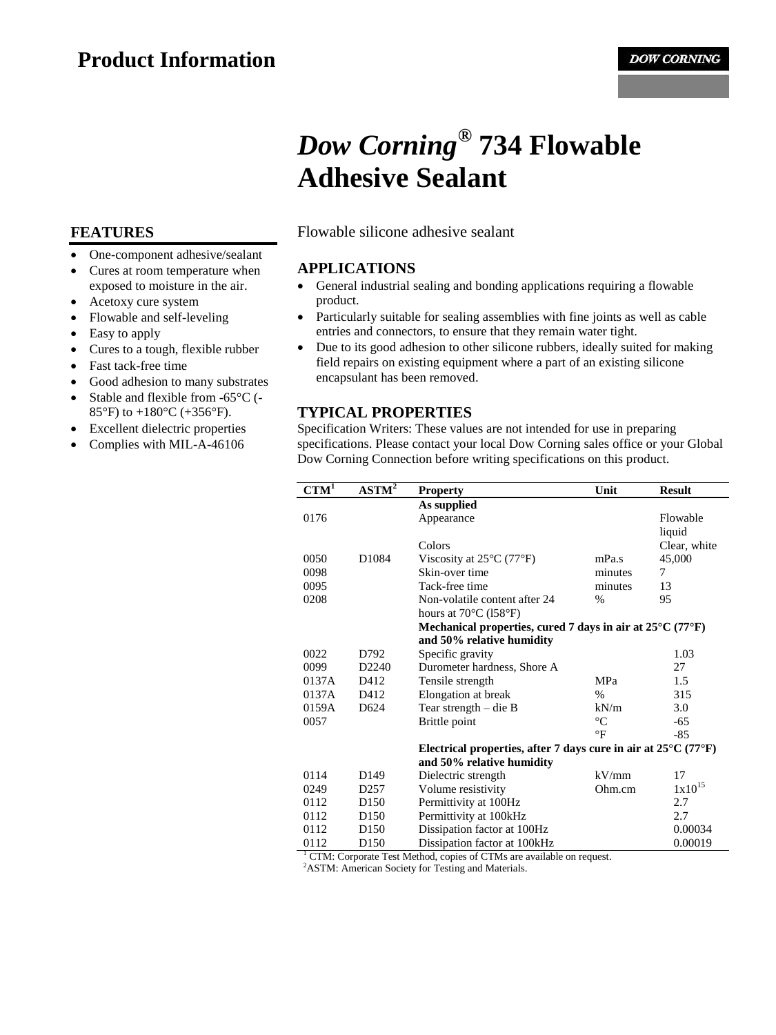# Product Information

**DOW CORNING**

# *Dow Corning®* 734 Flowable Adhesive Sealant

## FEATURES

- One-component adhesive/sealant
- Cures at room temperature when exposed to moisture in the air.
- Acetoxy cure system
- Flowable and self-leveling
- Easy to apply
- Cures to a tough, flexible rubber
- Fast tack-free time
- Good adhesion to many substrates
- Stable and flexible from -65°C (-85°F) to +180°C (+356°F).
- Excellent dielectric properties
- Complies with MIL-A-46106

Flowable silicone adhesive sealant

## APPLICATIONS

- General industrial sealing and bonding applications requiring a flowable product.
- Particularly suitable for sealing assemblies with fine joints as well as cable entries and connectors, to ensure that they remain water tight.
- Due to its good adhesion to other silicone rubbers, ideally suited for making field repairs on existing equipment where a part of an existing silicone encapsulant has been removed.

## TYPICAL PROPERTIES

Specification Writers: These values are not intended for use in preparing specifications. Please contact your local Dow Corning sales office or your Global Dow Corning Connection before writing specifications on this product.

| CTM[1] | ASTM[2] | Property | Unit | Result |
|---|---|---|---|---|
| | | **As supplied** | | |
| 0176 | | Appearance | | Flowable liquid |
| | | Colors | | Clear, white |
| 0050 | D1084 | Viscosity at 25°C (77°F) | mPa.s | 45,000 |
| 0098 | | Skin-over time | minutes | 7 |
| 0095 | | Tack-free time | minutes | 13 |
| 0208 | | Non-volatile content after 24 hours at 70°C (158°F) | % | 95 |
| | | **Mechanical properties, cured 7 days in air at 25°C (77°F) and 50% relative humidity** | | |
| 0022 | D792 | Specific gravity | | 1.03 |
| 0099 | D2240 | Durometer hardness, Shore A | | 27 |
| 0137A | D412 | Tensile strength | MPa | 1.5 |
| 0137A | D412 | Elongation at break | % | 315 |
| 0159A | D624 | Tear strength – die B | kN/m | 3.0 |
| 0057 | | Brittle point | °C | -65 |
| | | | °F | -85 |
| | | **Electrical properties, after 7 days cure in air at 25°C (77°F) and 50% relative humidity** | | |
| 0114 | D149 | Dielectric strength | kV/mm | 17 |
| 0249 | D257 | Volume resistivity | Ohm.cm | $1x10^{15}$ |
| 0112 | D150 | Permittivity at 100Hz | | 2.7 |
| 0112 | D150 | Permittivity at 100kHz | | 2.7 |
| 0112 | D150 | Dissipation factor at 100Hz | | 0.00034 |
| 0112 | D150 | Dissipation factor at 100kHz | | 0.00019 |

[1] CTM: Corporate Test Method, copies of CTMs are available on request.
[2] ASTM: American Society for Testing and Materials.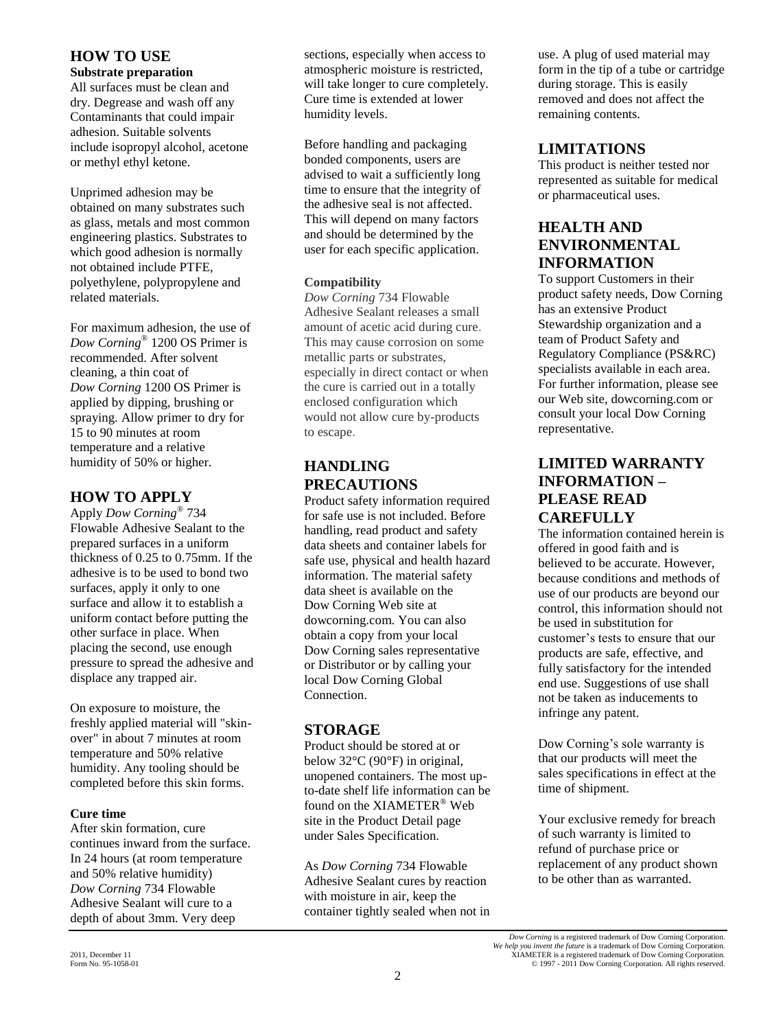# HOW TO USE

### Substrate preparation

All surfaces must be clean and dry. Degrease and wash off any Contaminants that could impair adhesion. Suitable solvents include isopropyl alcohol, acetone or methyl ethyl ketone.

Unprimed adhesion may be obtained on many substrates such as glass, metals and most common engineering plastics. Substrates to which good adhesion is normally not obtained include PTFE, polyethylene, polypropylene and related materials.

For maximum adhesion, the use of *Dow Corning*® 1200 OS Primer is recommended. After solvent cleaning, a thin coat of *Dow Corning* 1200 OS Primer is applied by dipping, brushing or spraying. Allow primer to dry for 15 to 90 minutes at room temperature and a relative humidity of 50% or higher.

# HOW TO APPLY

Apply *Dow Corning*® 734 Flowable Adhesive Sealant to the prepared surfaces in a uniform thickness of 0.25 to 0.75mm. If the adhesive is to be used to bond two surfaces, apply it only to one surface and allow it to establish a uniform contact before putting the other surface in place. When placing the second, use enough pressure to spread the adhesive and displace any trapped air.

On exposure to moisture, the freshly applied material will "skin-over" in about 7 minutes at room temperature and 50% relative humidity. Any tooling should be completed before this skin forms.

### Cure time

After skin formation, cure continues inward from the surface. In 24 hours (at room temperature and 50% relative humidity) *Dow Corning* 734 Flowable Adhesive Sealant will cure to a depth of about 3mm. Very deep sections, especially when access to atmospheric moisture is restricted, will take longer to cure completely. Cure time is extended at lower humidity levels.

Before handling and packaging bonded components, users are advised to wait a sufficiently long time to ensure that the integrity of the adhesive seal is not affected. This will depend on many factors and should be determined by the user for each specific application.

### Compatibility

*Dow Corning* 734 Flowable Adhesive Sealant releases a small amount of acetic acid during cure. This may cause corrosion on some metallic parts or substrates, especially in direct contact or when the cure is carried out in a totally enclosed configuration which would not allow cure by-products to escape.

# HANDLING PRECAUTIONS

Product safety information required for safe use is not included. Before handling, read product and safety data sheets and container labels for safe use, physical and health hazard information. The material safety data sheet is available on the Dow Corning Web site at dowcorning.com. You can also obtain a copy from your local Dow Corning sales representative or Distributor or by calling your local Dow Corning Global Connection.

# STORAGE

Product should be stored at or below 32°C (90°F) in original, unopened containers. The most up-to-date shelf life information can be found on the XIAMETER® Web site in the Product Detail page under Sales Specification.

As *Dow Corning* 734 Flowable Adhesive Sealant cures by reaction with moisture in air, keep the container tightly sealed when not in use. A plug of used material may form in the tip of a tube or cartridge during storage. This is easily removed and does not affect the remaining contents.

# LIMITATIONS

This product is neither tested nor represented as suitable for medical or pharmaceutical uses.

# HEALTH AND ENVIRONMENTAL INFORMATION

To support Customers in their product safety needs, Dow Corning has an extensive Product Stewardship organization and a team of Product Safety and Regulatory Compliance (PS&RC) specialists available in each area. For further information, please see our Web site, dowcorning.com or consult your local Dow Corning representative.

# LIMITED WARRANTY INFORMATION – PLEASE READ CAREFULLY

The information contained herein is offered in good faith and is believed to be accurate. However, because conditions and methods of use of our products are beyond our control, this information should not be used in substitution for customer's tests to ensure that our products are safe, effective, and fully satisfactory for the intended end use. Suggestions of use shall not be taken as inducements to infringe any patent.

Dow Corning's sole warranty is that our products will meet the sales specifications in effect at the time of shipment.

Your exclusive remedy for breach of such warranty is limited to refund of purchase price or replacement of any product shown to be other than as warranted.

*Dow Corning* is a registered trademark of Dow Corning Corporation.
*We help you invent the future* is a trademark of Dow Corning Corporation.
XIAMETER is a registered trademark of Dow Corning Corporation.
© 1997 - 2011 Dow Corning Corporation. All rights reserved.

2011, December 11
Form No. 95-1058-01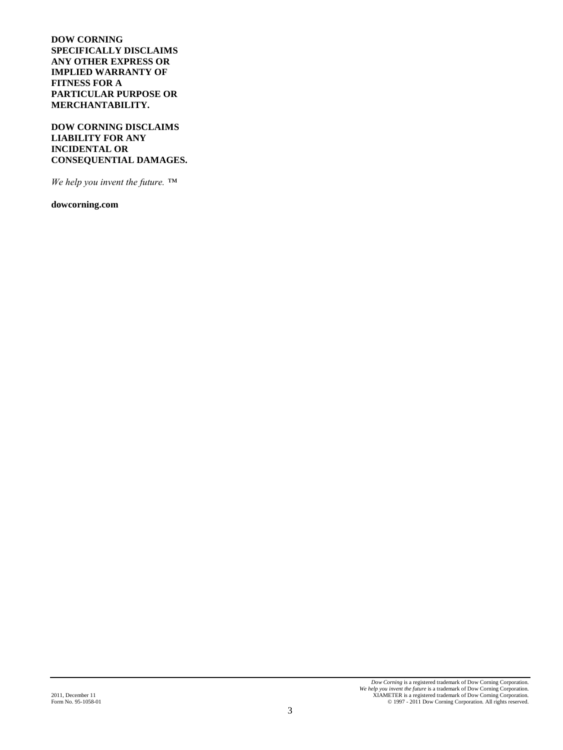**DOW CORNING SPECIFICALLY DISCLAIMS ANY OTHER EXPRESS OR IMPLIED WARRANTY OF FITNESS FOR A PARTICULAR PURPOSE OR MERCHANTABILITY.**

**DOW CORNING DISCLAIMS LIABILITY FOR ANY INCIDENTAL OR CONSEQUENTIAL DAMAGES.**

*We help you invent the future.* ™

**dowcorning.com**

2011, December 11
Form No. 95-1058-01

*Dow Corning* is a registered trademark of Dow Corning Corporation.
*We help you invent the future* is a trademark of Dow Corning Corporation.
XIAMETER is a registered trademark of Dow Corning Corporation.
© 1997 - 2011 Dow Corning Corporation. All rights reserved.